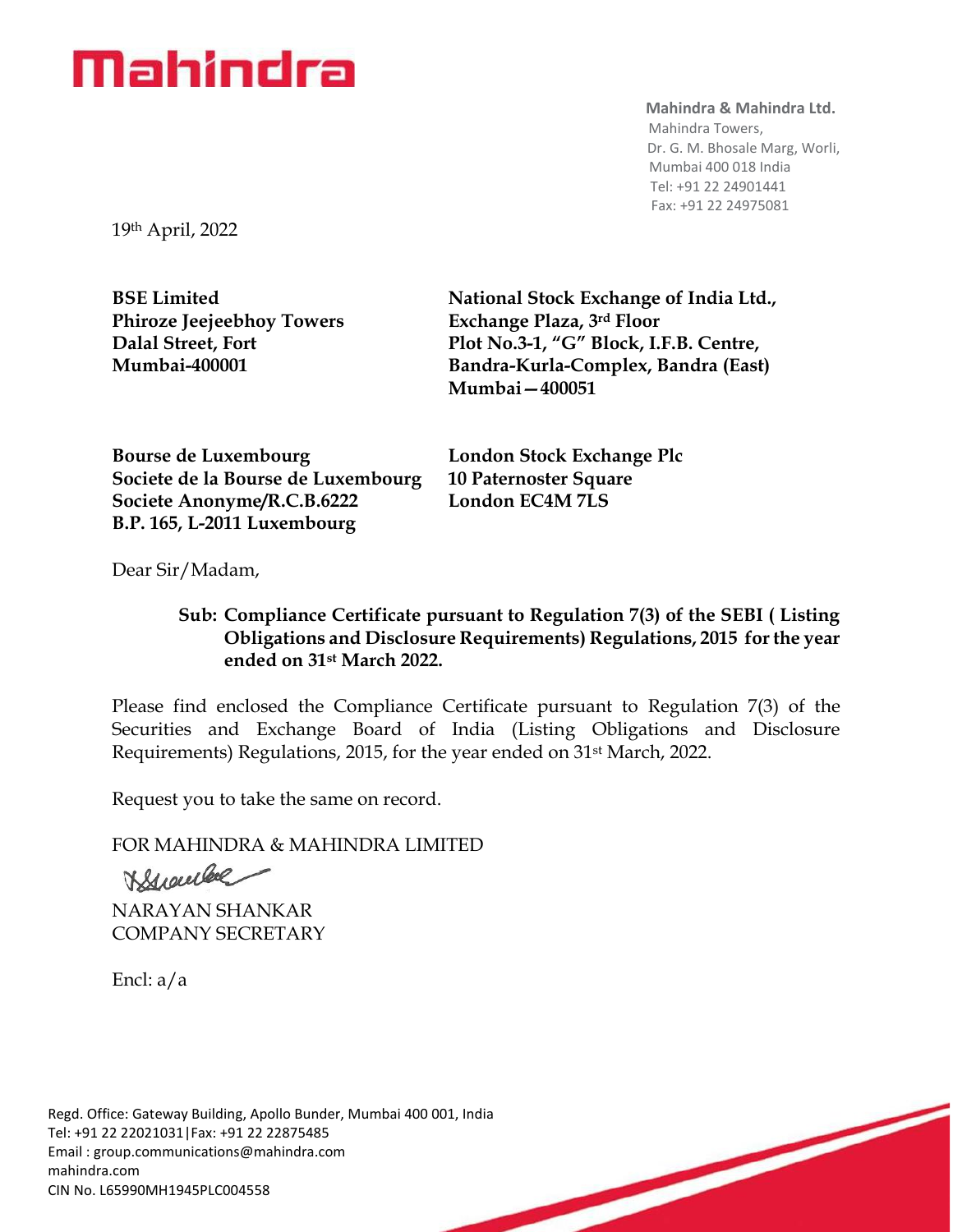# Mahindra

**Mahindra & Mahindra Ltd.**
Mahindra Towers,
Dr. G. M. Bhosale Marg, Worli,
Mumbai 400 018 India
Tel: +91 22 24901441
Fax: +91 22 24975081

19th April, 2022

**BSE Limited**
**Phiroze Jeejeebhoy Towers**
**Dalal Street, Fort**
**Mumbai-400001**

**National Stock Exchange of India Ltd.,**
**Exchange Plaza, 3rd Floor**
**Plot No.3-1, "G" Block, I.F.B. Centre,**
**Bandra-Kurla-Complex, Bandra (East)**
**Mumbai – 400051**

**Bourse de Luxembourg**
**Societe de la Bourse de Luxembourg**
**Societe Anonyme/R.C.B.6222**
**B.P. 165, L-2011 Luxembourg**

**London Stock Exchange Plc**
**10 Paternoster Square**
**London EC4M 7LS**

Dear Sir/Madam,

**Sub: Compliance Certificate pursuant to Regulation 7(3) of the SEBI ( Listing Obligations and Disclosure Requirements) Regulations, 2015 for the year ended on 31st March 2022.**

Please find enclosed the Compliance Certificate pursuant to Regulation 7(3) of the Securities and Exchange Board of India (Listing Obligations and Disclosure Requirements) Regulations, 2015, for the year ended on 31st March, 2022.

Request you to take the same on record.

FOR MAHINDRA & MAHINDRA LIMITED

NARAYAN SHANKAR
COMPANY SECRETARY

Encl: a/a

Regd. Office: Gateway Building, Apollo Bunder, Mumbai 400 001, India
Tel: +91 22 22021031|Fax: +91 22 22875485
Email : group.communications@mahindra.com
mahindra.com
CIN No. L65990MH1945PLC004558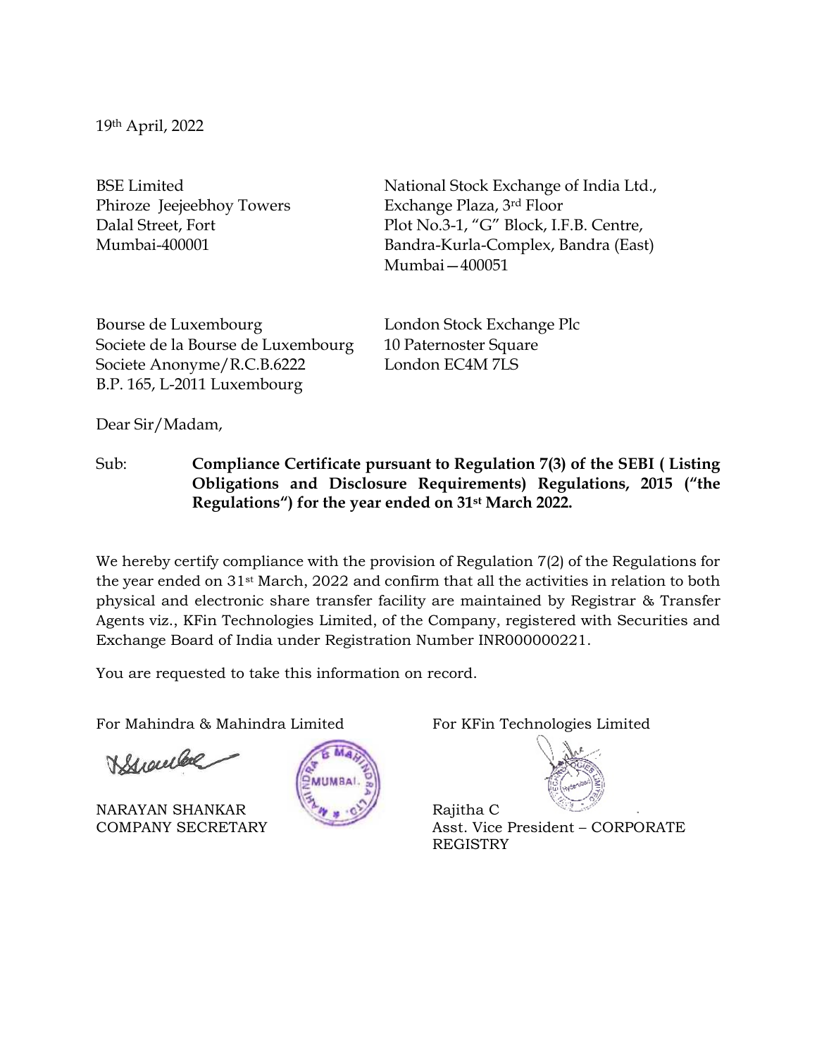19th April, 2022

BSE Limited
Phiroze Jeejeebhoy Towers
Dalal Street, Fort
Mumbai-400001

National Stock Exchange of India Ltd.,
Exchange Plaza, 3rd Floor
Plot No.3-1, "G" Block, I.F.B. Centre,
Bandra-Kurla-Complex, Bandra (East)
Mumbai—400051

Bourse de Luxembourg
Societe de la Bourse de Luxembourg
Societe Anonyme/R.C.B.6222
B.P. 165, L-2011 Luxembourg

London Stock Exchange Plc
10 Paternoster Square
London EC4M 7LS

Dear Sir/Madam,

Sub: **Compliance Certificate pursuant to Regulation 7(3) of the SEBI ( Listing Obligations and Disclosure Requirements) Regulations, 2015 ("the Regulations") for the year ended on 31st March 2022.**

We hereby certify compliance with the provision of Regulation 7(2) of the Regulations for the year ended on 31st March, 2022 and confirm that all the activities in relation to both physical and electronic share transfer facility are maintained by Registrar & Transfer Agents viz., KFin Technologies Limited, of the Company, registered with Securities and Exchange Board of India under Registration Number INR000000221.

You are requested to take this information on record.

For Mahindra & Mahindra Limited

NARAYAN SHANKAR
COMPANY SECRETARY

For KFin Technologies Limited

Rajitha C
Asst. Vice President – CORPORATE REGISTRY